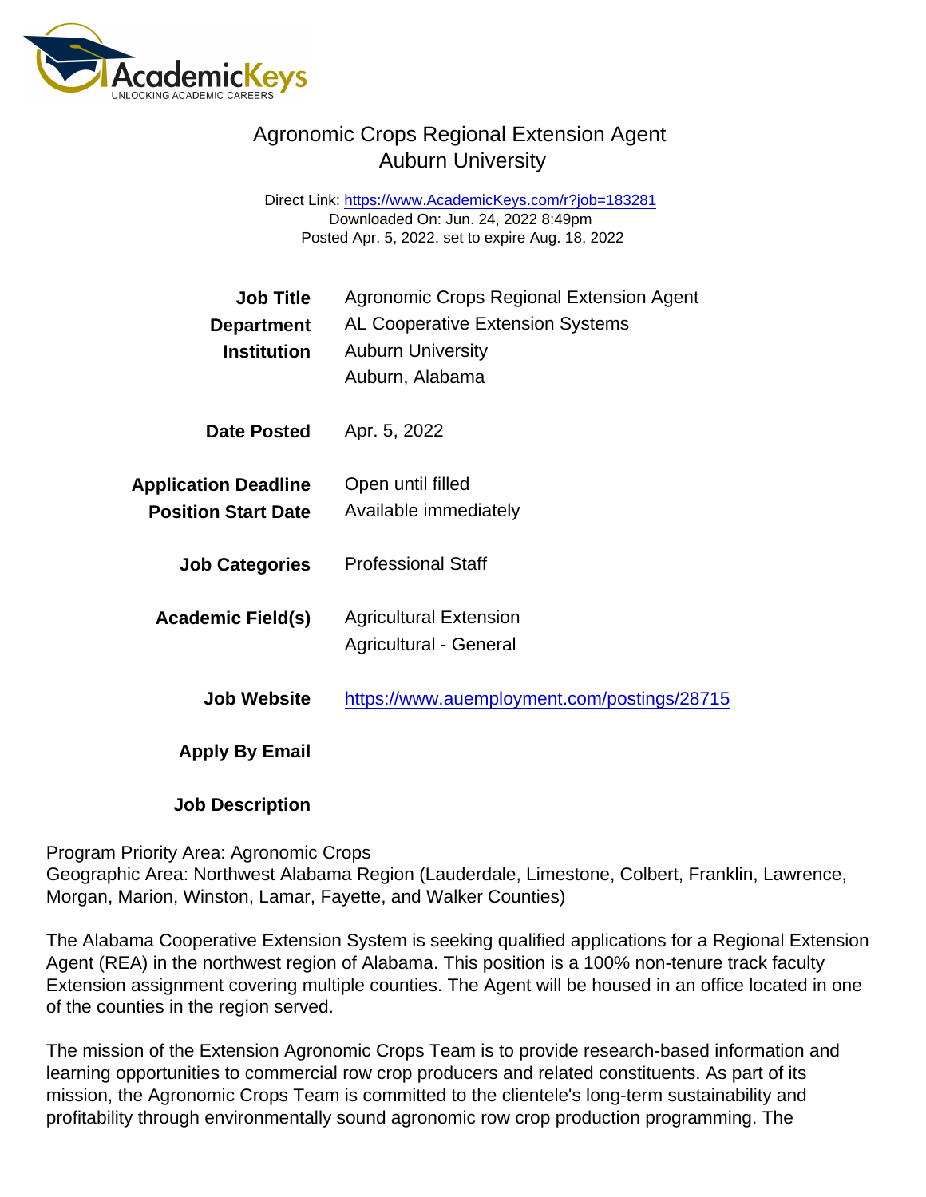# Agronomic Crops Regional Extension Agent
## Auburn University

Direct Link: https://www.AcademicKeys.com/r?job=183281
Downloaded On: Jun. 24, 2022 8:49pm
Posted Apr. 5, 2022, set to expire Aug. 18, 2022

| | |
|---|---|
| **Job Title** | Agronomic Crops Regional Extension Agent |
| **Department** | AL Cooperative Extension Systems |
| **Institution** | Auburn University<br>Auburn, Alabama |
| **Date Posted** | Apr. 5, 2022 |
| **Application Deadline** | Open until filled |
| **Position Start Date** | Available immediately |
| **Job Categories** | Professional Staff |
| **Academic Field(s)** | Agricultural Extension<br>Agricultural - General |
| **Job Website** | https://www.auemployment.com/postings/28715 |
| **Apply By Email** | |
| **Job Description** | |

Program Priority Area: Agronomic Crops
Geographic Area: Northwest Alabama Region (Lauderdale, Limestone, Colbert, Franklin, Lawrence, Morgan, Marion, Winston, Lamar, Fayette, and Walker Counties)

The Alabama Cooperative Extension System is seeking qualified applications for a Regional Extension Agent (REA) in the northwest region of Alabama. This position is a 100% non-tenure track faculty Extension assignment covering multiple counties. The Agent will be housed in an office located in one of the counties in the region served.

The mission of the Extension Agronomic Crops Team is to provide research-based information and learning opportunities to commercial row crop producers and related constituents. As part of its mission, the Agronomic Crops Team is committed to the clientele's long-term sustainability and profitability through environmentally sound agronomic row crop production programming. The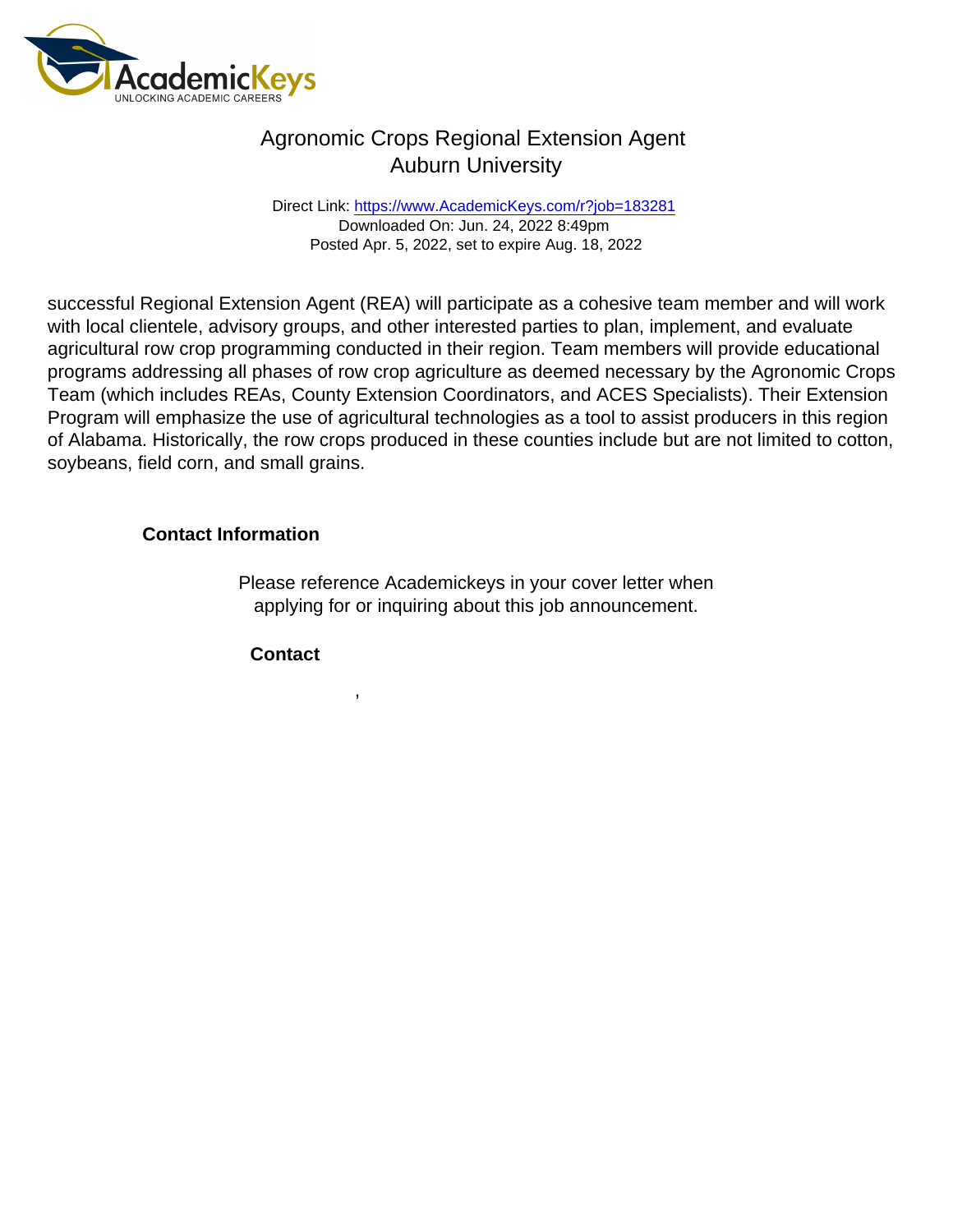successful Regional Extension Agent (REA) will participate as a cohesive team member and will work with local clientele, advisory groups, and other interested parties to plan, implement, and evaluate agricultural row crop programming conducted in their region. Team members will provide educational programs addressing all phases of row crop agriculture as deemed necessary by the Agronomic Crops Team (which includes REAs, County Extension Coordinators, and ACES Specialists). Their Extension Program will emphasize the use of agricultural technologies as a tool to assist producers in this region of Alabama. Historically, the row crops produced in these counties include but are not limited to cotton, soybeans, field corn, and small grains.

### Contact Information

Please reference Academickeys in your cover letter when applying for or inquiring about this job announcement.

**Contact**

,